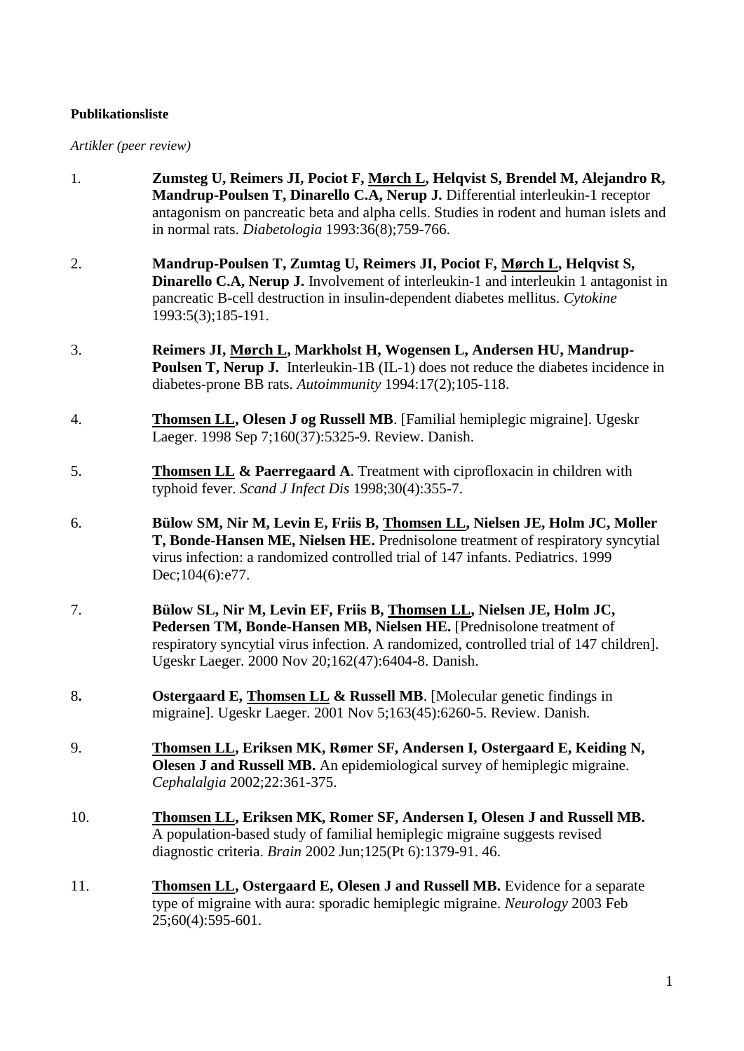**Publikationsliste**

*Artikler (peer review)*

1. **Zumsteg U, Reimers JI, Pociot F, Mørch L, Helqvist S, Brendel M, Alejandro R, Mandrup-Poulsen T, Dinarello C.A, Nerup J.** Differential interleukin-1 receptor antagonism on pancreatic beta and alpha cells. Studies in rodent and human islets and in normal rats. *Diabetologia* 1993:36(8);759-766.

2. **Mandrup-Poulsen T, Zumtag U, Reimers JI, Pociot F, Mørch L, Helqvist S, Dinarello C.A, Nerup J.** Involvement of interleukin-1 and interleukin 1 antagonist in pancreatic B-cell destruction in insulin-dependent diabetes mellitus. *Cytokine* 1993:5(3);185-191.

3. **Reimers JI, Mørch L, Markholst H, Wogensen L, Andersen HU, Mandrup-Poulsen T, Nerup J.** Interleukin-1B (IL-1) does not reduce the diabetes incidence in diabetes-prone BB rats. *Autoimmunity* 1994:17(2);105-118.

4. **Thomsen LL, Olesen J og Russell MB**. [Familial hemiplegic migraine]. Ugeskr Laeger. 1998 Sep 7;160(37):5325-9. Review. Danish.

5. **Thomsen LL & Paerregaard A**. Treatment with ciprofloxacin in children with typhoid fever. *Scand J Infect Dis* 1998;30(4):355-7.

6. **Bülow SM, Nir M, Levin E, Friis B, Thomsen LL, Nielsen JE, Holm JC, Moller T, Bonde-Hansen ME, Nielsen HE.** Prednisolone treatment of respiratory syncytial virus infection: a randomized controlled trial of 147 infants. Pediatrics. 1999 Dec;104(6):e77.

7. **Bülow SL, Nir M, Levin EF, Friis B, Thomsen LL, Nielsen JE, Holm JC, Pedersen TM, Bonde-Hansen MB, Nielsen HE.** [Prednisolone treatment of respiratory syncytial virus infection. A randomized, controlled trial of 147 children]. Ugeskr Laeger. 2000 Nov 20;162(47):6404-8. Danish.

8. **Ostergaard E, Thomsen LL & Russell MB**. [Molecular genetic findings in migraine]. Ugeskr Laeger. 2001 Nov 5;163(45):6260-5. Review. Danish.

9. **Thomsen LL, Eriksen MK, Rømer SF, Andersen I, Ostergaard E, Keiding N, Olesen J and Russell MB.** An epidemiological survey of hemiplegic migraine. *Cephalalgia* 2002;22:361-375.

10. **Thomsen LL, Eriksen MK, Romer SF, Andersen I, Olesen J and Russell MB.** A population-based study of familial hemiplegic migraine suggests revised diagnostic criteria. *Brain* 2002 Jun;125(Pt 6):1379-91. 46.

11. **Thomsen LL, Ostergaard E, Olesen J and Russell MB.** Evidence for a separate type of migraine with aura: sporadic hemiplegic migraine. *Neurology* 2003 Feb 25;60(4):595-601.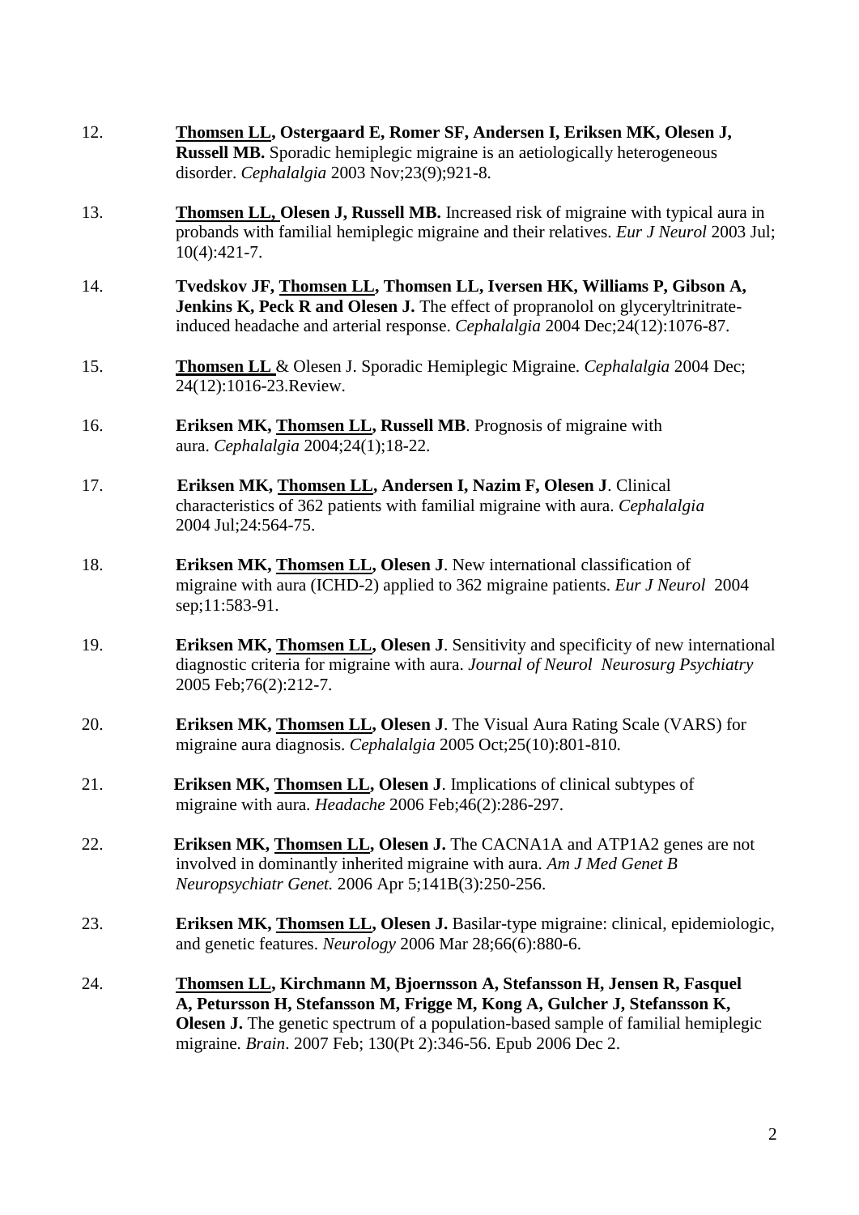12. **<u>Thomsen LL</u>, Ostergaard E, Romer SF, Andersen I, Eriksen MK, Olesen J, Russell MB.** Sporadic hemiplegic migraine is an aetiologically heterogeneous disorder. *Cephalalgia* 2003 Nov;23(9);921-8.

13. **<u>Thomsen LL,</u> Olesen J, Russell MB.** Increased risk of migraine with typical aura in probands with familial hemiplegic migraine and their relatives. *Eur J Neurol* 2003 Jul; 10(4):421-7.

14. **Tvedskov JF, <u>Thomsen LL</u>, Thomsen LL, Iversen HK, Williams P, Gibson A, Jenkins K, Peck R and Olesen J.** The effect of propranolol on glyceryltrinitrate-induced headache and arterial response. *Cephalalgia* 2004 Dec;24(12):1076-87.

15. **<u>Thomsen LL</u>** & Olesen J. Sporadic Hemiplegic Migraine. *Cephalalgia* 2004 Dec; 24(12):1016-23.Review.

16. **Eriksen MK, <u>Thomsen LL</u>, Russell MB**. Prognosis of migraine with aura. *Cephalalgia* 2004;24(1);18-22.

17. **Eriksen MK, <u>Thomsen LL</u>, Andersen I, Nazim F, Olesen J**. Clinical characteristics of 362 patients with familial migraine with aura. *Cephalalgia* 2004 Jul;24:564-75.

18. **Eriksen MK, <u>Thomsen LL</u>, Olesen J**. New international classification of migraine with aura (ICHD-2) applied to 362 migraine patients. *Eur J Neurol* 2004 sep;11:583-91.

19. **Eriksen MK, <u>Thomsen LL</u>, Olesen J**. Sensitivity and specificity of new international diagnostic criteria for migraine with aura. *Journal of Neurol Neurosurg Psychiatry* 2005 Feb;76(2):212-7.

20. **Eriksen MK, <u>Thomsen LL</u>, Olesen J**. The Visual Aura Rating Scale (VARS) for migraine aura diagnosis. *Cephalalgia* 2005 Oct;25(10):801-810.

21. **Eriksen MK, <u>Thomsen LL</u>, Olesen J**. Implications of clinical subtypes of migraine with aura. *Headache* 2006 Feb;46(2):286-297.

22. **Eriksen MK, <u>Thomsen LL</u>, Olesen J.** The CACNA1A and ATP1A2 genes are not involved in dominantly inherited migraine with aura. *Am J Med Genet B Neuropsychiatr Genet.* 2006 Apr 5;141B(3):250-256.

23. **Eriksen MK, <u>Thomsen LL</u>, Olesen J.** Basilar-type migraine: clinical, epidemiologic, and genetic features. *Neurology* 2006 Mar 28;66(6):880-6.

24. **<u>Thomsen LL</u>, Kirchmann M, Bjoernsson A, Stefansson H, Jensen R, Fasquel A, Petursson H, Stefansson M, Frigge M, Kong A, Gulcher J, Stefansson K, Olesen J.** The genetic spectrum of a population-based sample of familial hemiplegic migraine. *Brain*. 2007 Feb; 130(Pt 2):346-56. Epub 2006 Dec 2.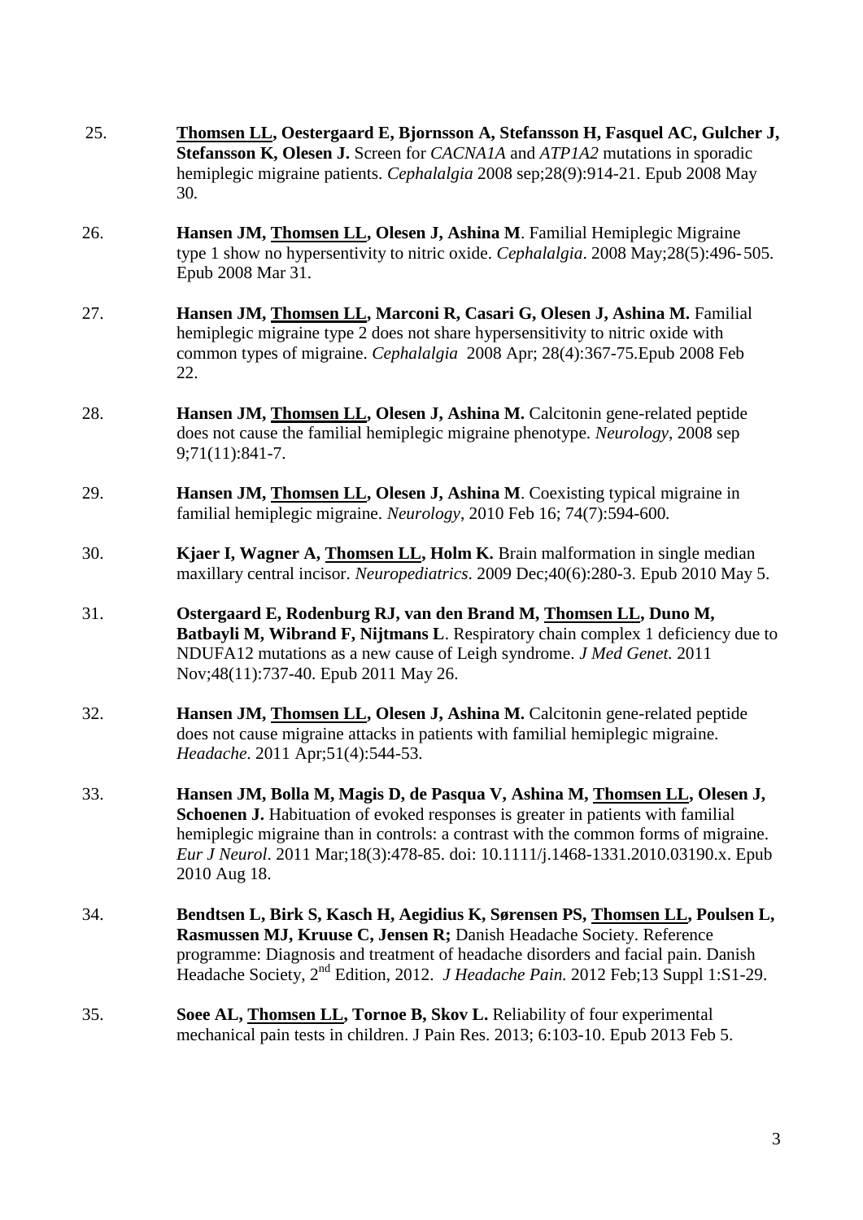25. **<u>Thomsen LL</u>, Oestergaard E, Bjornsson A, Stefansson H, Fasquel AC, Gulcher J, Stefansson K, Olesen J.** Screen for *CACNA1A* and *ATP1A2* mutations in sporadic hemiplegic migraine patients. *Cephalalgia* 2008 sep;28(9):914-21. Epub 2008 May 30.

26. **Hansen JM, <u>Thomsen LL</u>, Olesen J, Ashina M**. Familial Hemiplegic Migraine type 1 show no hypersentivity to nitric oxide. *Cephalalgia*. 2008 May;28(5):496-505. Epub 2008 Mar 31.

27. **Hansen JM, <u>Thomsen LL</u>, Marconi R, Casari G, Olesen J, Ashina M.** Familial hemiplegic migraine type 2 does not share hypersensitivity to nitric oxide with common types of migraine. *Cephalalgia* 2008 Apr; 28(4):367-75.Epub 2008 Feb 22.

28. **Hansen JM, <u>Thomsen LL</u>, Olesen J, Ashina M.** Calcitonin gene-related peptide does not cause the familial hemiplegic migraine phenotype. *Neurology*, 2008 sep 9;71(11):841-7.

29. **Hansen JM, <u>Thomsen LL</u>, Olesen J, Ashina M**. Coexisting typical migraine in familial hemiplegic migraine. *Neurology*, 2010 Feb 16; 74(7):594-600.

30. **Kjaer I, Wagner A, <u>Thomsen LL</u>, Holm K.** Brain malformation in single median maxillary central incisor. *Neuropediatrics*. 2009 Dec;40(6):280-3. Epub 2010 May 5.

31. **Ostergaard E, Rodenburg RJ, van den Brand M, <u>Thomsen LL</u>, Duno M, Batbayli M, Wibrand F, Nijtmans L**. Respiratory chain complex 1 deficiency due to NDUFA12 mutations as a new cause of Leigh syndrome. *J Med Genet.* 2011 Nov;48(11):737-40. Epub 2011 May 26.

32. **Hansen JM, <u>Thomsen LL</u>, Olesen J, Ashina M.** Calcitonin gene-related peptide does not cause migraine attacks in patients with familial hemiplegic migraine. *Headache*. 2011 Apr;51(4):544-53.

33. **Hansen JM, Bolla M, Magis D, de Pasqua V, Ashina M, <u>Thomsen LL</u>, Olesen J, Schoenen J.** Habituation of evoked responses is greater in patients with familial hemiplegic migraine than in controls: a contrast with the common forms of migraine. *Eur J Neurol*. 2011 Mar;18(3):478-85. doi: 10.1111/j.1468-1331.2010.03190.x. Epub 2010 Aug 18.

34. **Bendtsen L, Birk S, Kasch H, Aegidius K, Sørensen PS, <u>Thomsen LL</u>, Poulsen L, Rasmussen MJ, Kruuse C, Jensen R;** Danish Headache Society. Reference programme: Diagnosis and treatment of headache disorders and facial pain. Danish Headache Society, 2nd Edition, 2012. *J Headache Pain.* 2012 Feb;13 Suppl 1:S1-29.

35. **Soee AL, <u>Thomsen LL</u>, Tornoe B, Skov L.** Reliability of four experimental mechanical pain tests in children. J Pain Res. 2013; 6:103-10. Epub 2013 Feb 5.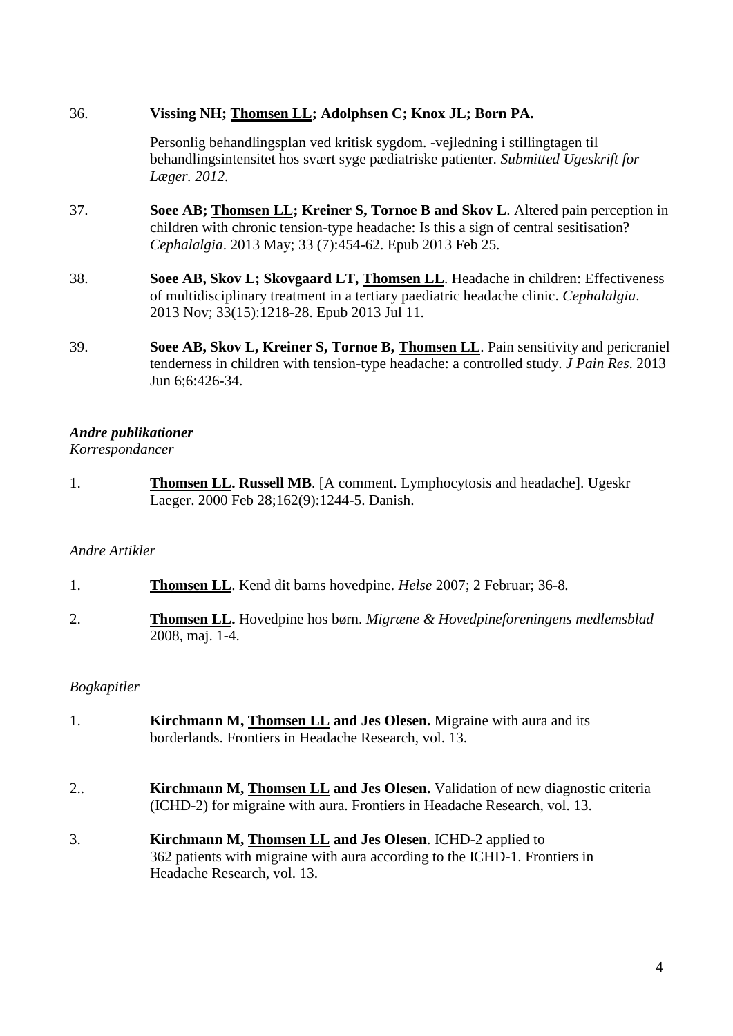36. **Vissing NH; <u>Thomsen LL</u>; Adolphsen C; Knox JL; Born PA.**

    Personlig behandlingsplan ved kritisk sygdom. -vejledning i stillingtagen til behandlingsintensitet hos svært syge pædiatriske patienter. *Submitted Ugeskrift for Læger. 2012*.

37. **Soee AB; <u>Thomsen LL</u>; Kreiner S, Tornoe B and Skov L**. Altered pain perception in children with chronic tension-type headache: Is this a sign of central sesitisation? *Cephalalgia*. 2013 May; 33 (7):454-62. Epub 2013 Feb 25.

38. **Soee AB, Skov L; Skovgaard LT, <u>Thomsen LL</u>**. Headache in children: Effectiveness of multidisciplinary treatment in a tertiary paediatric headache clinic. *Cephalalgia*. 2013 Nov; 33(15):1218-28. Epub 2013 Jul 11.

39. **Soee AB, Skov L, Kreiner S, Tornoe B, <u>Thomsen LL</u>**. Pain sensitivity and pericraniel tenderness in children with tension-type headache: a controlled study. *J Pain Res*. 2013 Jun 6;6:426-34.

***Andre publikationer***

*Korrespondancer*

1. **<u>Thomsen LL</u>. Russell MB**. [A comment. Lymphocytosis and headache]. Ugeskr Laeger. 2000 Feb 28;162(9):1244-5. Danish.

*Andre Artikler*

1. **<u>Thomsen LL</u>**. Kend dit barns hovedpine. *Helse* 2007; 2 Februar; 36-8.

2. **<u>Thomsen LL</u>.** Hovedpine hos børn. *Migræne & Hovedpineforeningens medlemsblad* 2008, maj. 1-4.

*Bogkapitler*

1. **Kirchmann M, <u>Thomsen LL</u> and Jes Olesen.** Migraine with aura and its borderlands. Frontiers in Headache Research, vol. 13.

2.. **Kirchmann M, <u>Thomsen LL</u> and Jes Olesen.** Validation of new diagnostic criteria (ICHD-2) for migraine with aura. Frontiers in Headache Research, vol. 13.

3. **Kirchmann M, <u>Thomsen LL</u> and Jes Olesen**. ICHD-2 applied to 362 patients with migraine with aura according to the ICHD-1. Frontiers in Headache Research, vol. 13.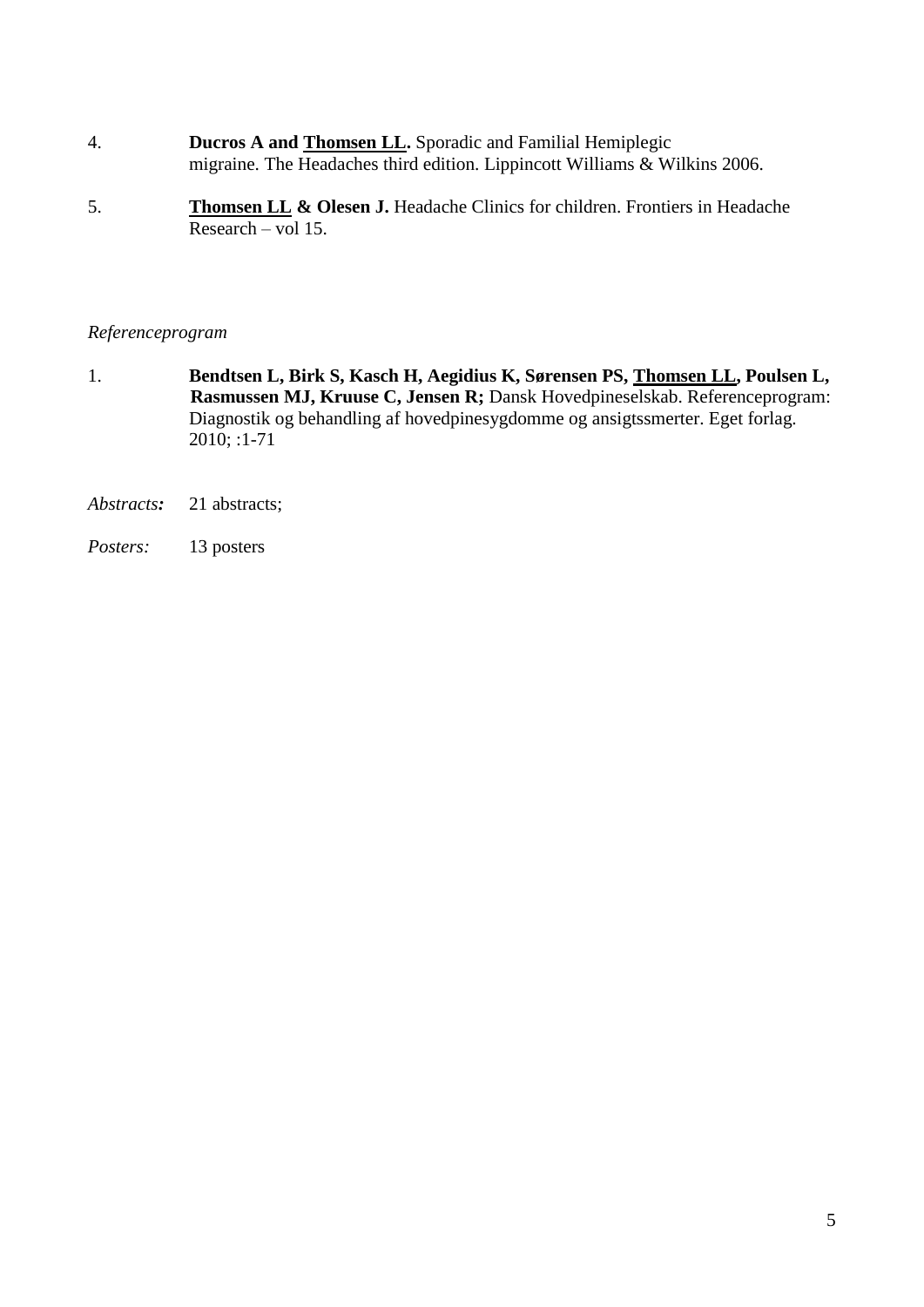4. **Ducros A and Thomsen LL.** Sporadic and Familial Hemiplegic migraine. The Headaches third edition. Lippincott Williams & Wilkins 2006.

5. **Thomsen LL & Olesen J.** Headache Clinics for children. Frontiers in Headache Research – vol 15.

*Referenceprogram*

1. **Bendtsen L, Birk S, Kasch H, Aegidius K, Sørensen PS, Thomsen LL, Poulsen L, Rasmussen MJ, Kruuse C, Jensen R;** Dansk Hovedpineselskab. Referenceprogram: Diagnostik og behandling af hovedpinesygdomme og ansigtssmerter. Eget forlag. 2010; :1-71

*Abstracts:* 21 abstracts;

*Posters:* 13 posters